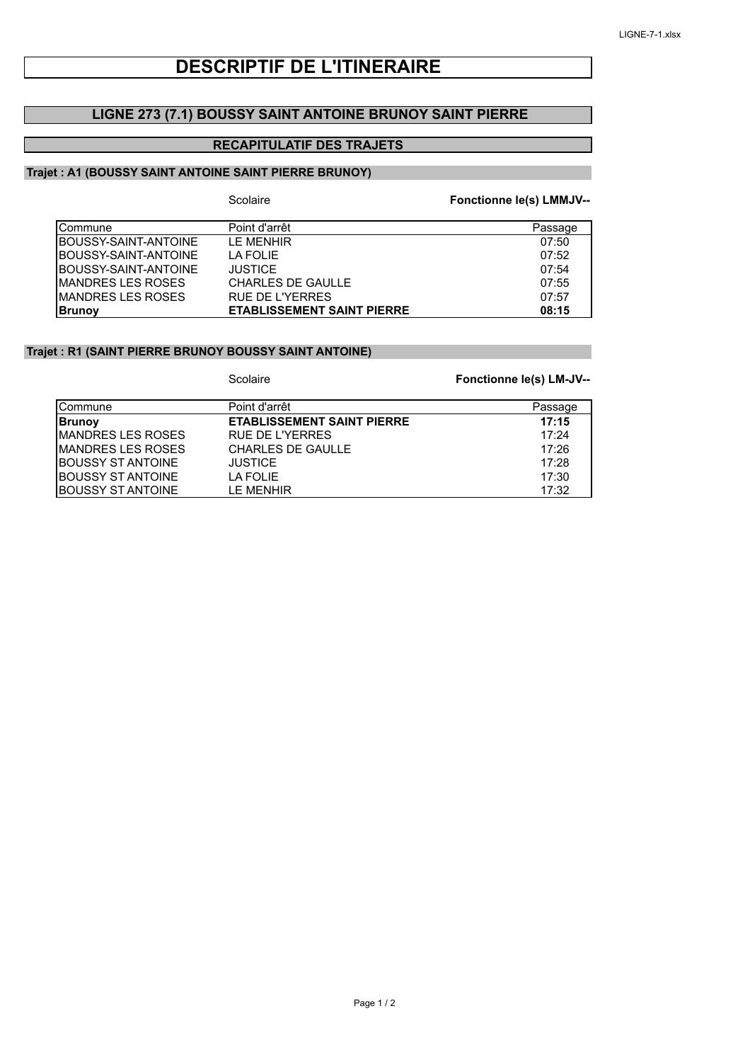# DESCRIPTIF DE L'ITINERAIRE

## LIGNE 273 (7.1) BOUSSY SAINT ANTOINE BRUNOY SAINT PIERRE

### RECAPITULATIF DES TRAJETS

#### Trajet : A1 (BOUSSY SAINT ANTOINE SAINT PIERRE BRUNOY)

Scolaire **Fonctionne le(s) LMMJV--**

| Commune | Point d'arrêt | Passage |
|---|---|---|
| BOUSSY-SAINT-ANTOINE | LE MENHIR | 07:50 |
| BOUSSY-SAINT-ANTOINE | LA FOLIE | 07:52 |
| BOUSSY-SAINT-ANTOINE | JUSTICE | 07:54 |
| MANDRES LES ROSES | CHARLES DE GAULLE | 07:55 |
| MANDRES LES ROSES | RUE DE L'YERRES | 07:57 |
| **Brunoy** | **ETABLISSEMENT SAINT PIERRE** | **08:15** |

#### Trajet : R1 (SAINT PIERRE BRUNOY BOUSSY SAINT ANTOINE)

Scolaire **Fonctionne le(s) LM-JV--**

| Commune | Point d'arrêt | Passage |
|---|---|---|
| **Brunoy** | **ETABLISSEMENT SAINT PIERRE** | **17:15** |
| MANDRES LES ROSES | RUE DE L'YERRES | 17:24 |
| MANDRES LES ROSES | CHARLES DE GAULLE | 17:26 |
| BOUSSY ST ANTOINE | JUSTICE | 17:28 |
| BOUSSY ST ANTOINE | LA FOLIE | 17:30 |
| BOUSSY ST ANTOINE | LE MENHIR | 17:32 |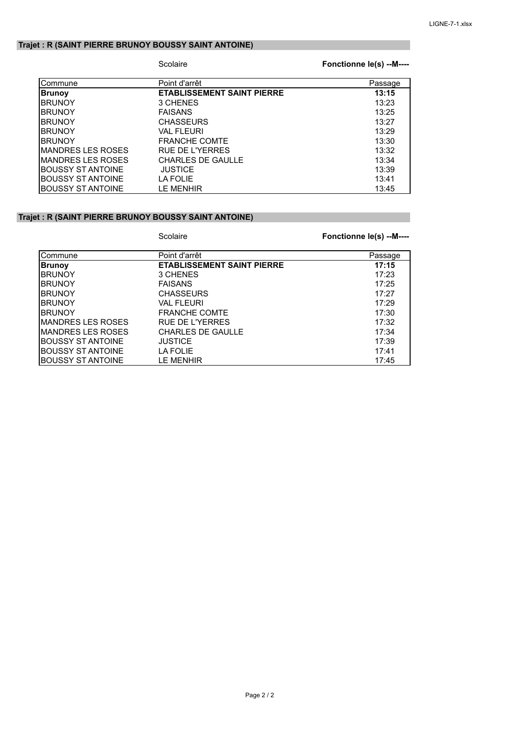## Trajet : R (SAINT PIERRE BRUNOY BOUSSY SAINT ANTOINE)

Scolaire

**Fonctionne le(s) --M----**

| Commune | Point d'arrêt | Passage |
|---|---|---|
| **Brunoy** | **ETABLISSEMENT SAINT PIERRE** | **13:15** |
| BRUNOY | 3 CHENES | 13:23 |
| BRUNOY | FAISANS | 13:25 |
| BRUNOY | CHASSEURS | 13:27 |
| BRUNOY | VAL FLEURI | 13:29 |
| BRUNOY | FRANCHE COMTE | 13:30 |
| MANDRES LES ROSES | RUE DE L'YERRES | 13:32 |
| MANDRES LES ROSES | CHARLES DE GAULLE | 13:34 |
| BOUSSY ST ANTOINE | JUSTICE | 13:39 |
| BOUSSY ST ANTOINE | LA FOLIE | 13:41 |
| BOUSSY ST ANTOINE | LE MENHIR | 13:45 |

## Trajet : R (SAINT PIERRE BRUNOY BOUSSY SAINT ANTOINE)

Scolaire

**Fonctionne le(s) --M----**

| Commune | Point d'arrêt | Passage |
|---|---|---|
| **Brunoy** | **ETABLISSEMENT SAINT PIERRE** | **17:15** |
| BRUNOY | 3 CHENES | 17:23 |
| BRUNOY | FAISANS | 17:25 |
| BRUNOY | CHASSEURS | 17:27 |
| BRUNOY | VAL FLEURI | 17:29 |
| BRUNOY | FRANCHE COMTE | 17:30 |
| MANDRES LES ROSES | RUE DE L'YERRES | 17:32 |
| MANDRES LES ROSES | CHARLES DE GAULLE | 17:34 |
| BOUSSY ST ANTOINE | JUSTICE | 17:39 |
| BOUSSY ST ANTOINE | LA FOLIE | 17:41 |
| BOUSSY ST ANTOINE | LE MENHIR | 17:45 |